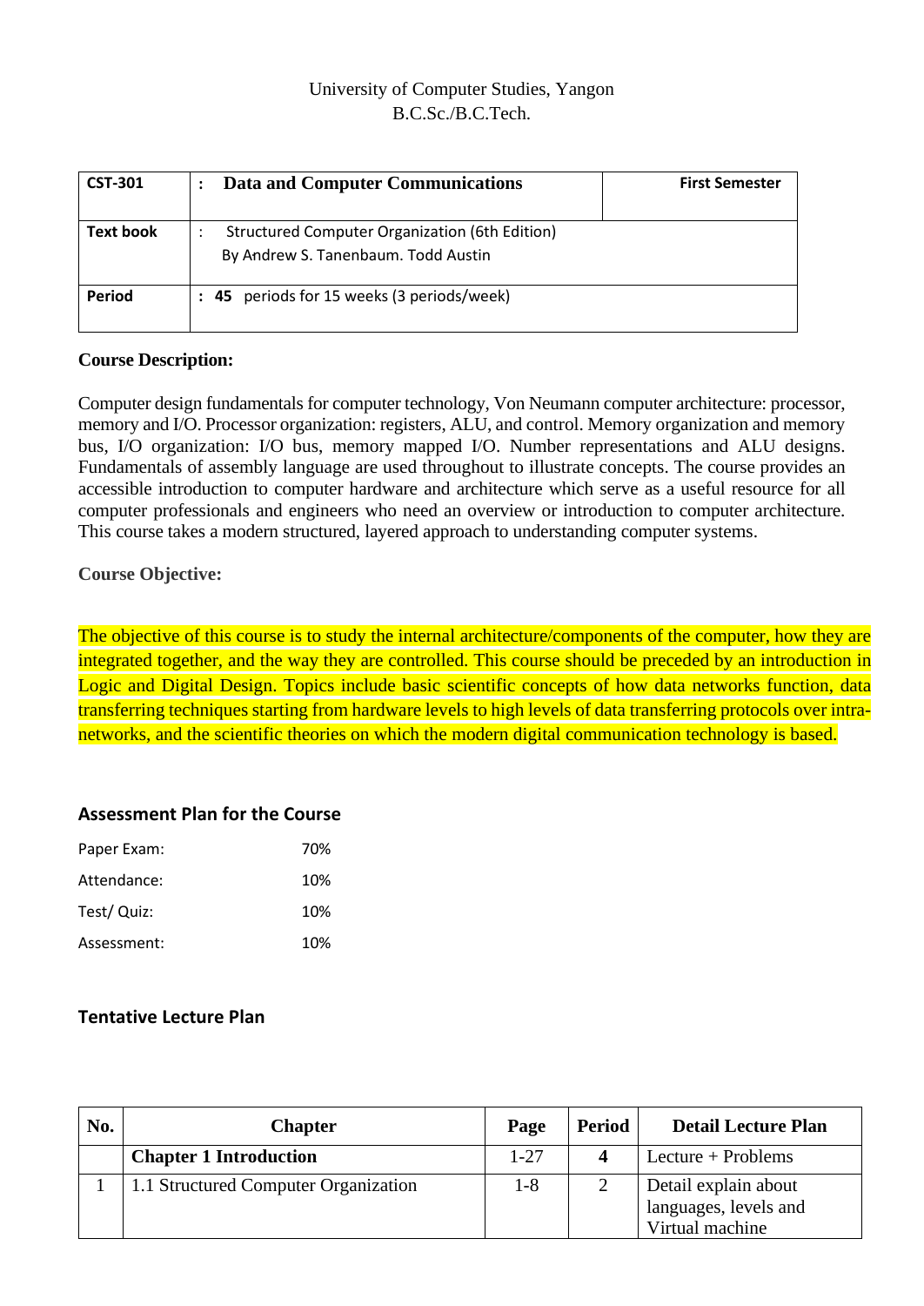University of Computer Studies, Yangon
B.C.Sc./B.C.Tech.

| CST-301 | : **Data and Computer Communications** | **First Semester** |
|---|---|---|
| **Text book** | : Structured Computer Organization (6th Edition) By Andrew S. Tanenbaum. Todd Austin | |
| **Period** | : **45** periods for 15 weeks (3 periods/week) | |

**Course Description:**

Computer design fundamentals for computer technology, Von Neumann computer architecture: processor, memory and I/O. Processor organization: registers, ALU, and control. Memory organization and memory bus, I/O organization: I/O bus, memory mapped I/O. Number representations and ALU designs. Fundamentals of assembly language are used throughout to illustrate concepts. The course provides an accessible introduction to computer hardware and architecture which serve as a useful resource for all computer professionals and engineers who need an overview or introduction to computer architecture. This course takes a modern structured, layered approach to understanding computer systems.

**Course Objective:**

The objective of this course is to study the internal architecture/components of the computer, how they are integrated together, and the way they are controlled. This course should be preceded by an introduction in Logic and Digital Design. Topics include basic scientific concepts of how data networks function, data transferring techniques starting from hardware levels to high levels of data transferring protocols over intra-networks, and the scientific theories on which the modern digital communication technology is based.

## Assessment Plan for the Course

| | |
|---|---|
| Paper Exam: | 70% |
| Attendance: | 10% |
| Test/ Quiz: | 10% |
| Assessment: | 10% |

## Tentative Lecture Plan

| No. | Chapter | Page | Period | Detail Lecture Plan |
|---|---|---|---|---|
| | **Chapter 1 Introduction** | 1-27 | **4** | Lecture + Problems |
| 1 | 1.1 Structured Computer Organization | 1-8 | 2 | Detail explain about languages, levels and Virtual machine |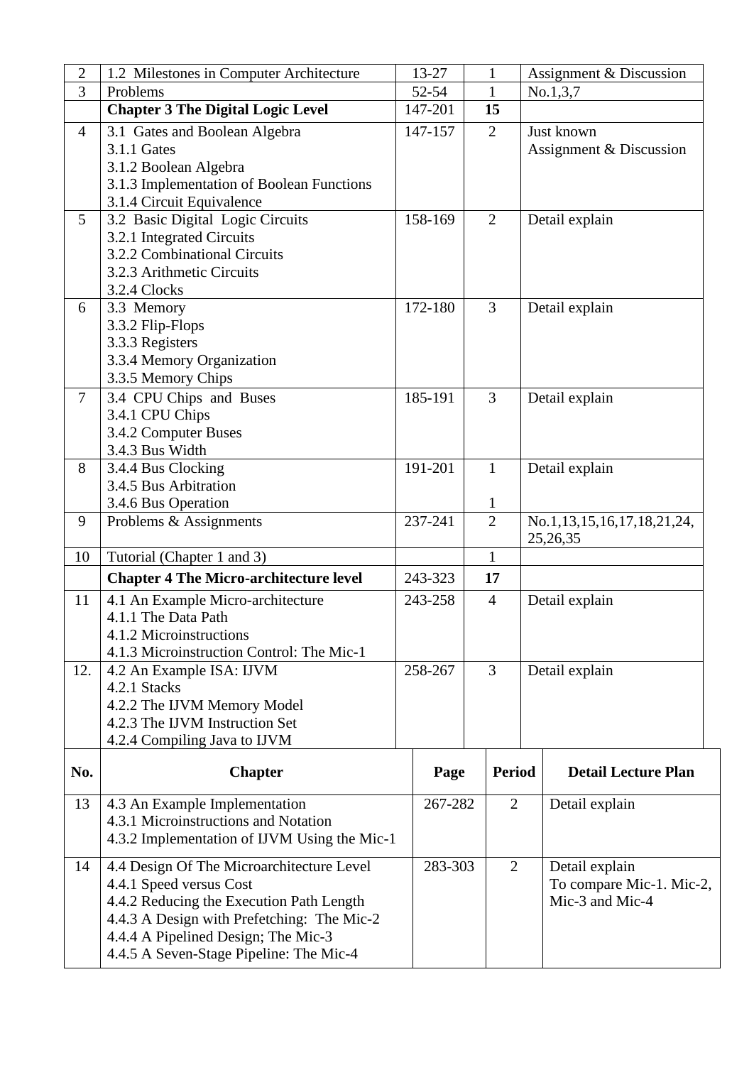| No. | Chapter | Page | Period | Detail Lecture Plan |
|---|---|---|---|---|
| 2 | 1.2 Milestones in Computer Architecture | 13-27 | 1 | Assignment & Discussion |
| 3 | Problems | 52-54 | 1 | No.1,3,7 |
| | **Chapter 3 The Digital Logic Level** | 147-201 | **15** | |
| 4 | 3.1 Gates and Boolean Algebra<br>3.1.1 Gates<br>3.1.2 Boolean Algebra<br>3.1.3 Implementation of Boolean Functions<br>3.1.4 Circuit Equivalence | 147-157 | 2 | Just known<br>Assignment & Discussion |
| 5 | 3.2 Basic Digital Logic Circuits<br>3.2.1 Integrated Circuits<br>3.2.2 Combinational Circuits<br>3.2.3 Arithmetic Circuits<br>3.2.4 Clocks | 158-169 | 2 | Detail explain |
| 6 | 3.3 Memory<br>3.3.2 Flip-Flops<br>3.3.3 Registers<br>3.3.4 Memory Organization<br>3.3.5 Memory Chips | 172-180 | 3 | Detail explain |
| 7 | 3.4 CPU Chips and Buses<br>3.4.1 CPU Chips<br>3.4.2 Computer Buses<br>3.4.3 Bus Width | 185-191 | 3 | Detail explain |
| 8 | 3.4.4 Bus Clocking<br>3.4.5 Bus Arbitration<br>3.4.6 Bus Operation | 191-201 | 1<br><br>1 | Detail explain |
| 9 | Problems & Assignments | 237-241 | 2 | No.1,13,15,16,17,18,21,24,25,26,35 |
| 10 | Tutorial (Chapter 1 and 3) | | 1 | |
| | **Chapter 4 The Micro-architecture level** | 243-323 | **17** | |
| 11 | 4.1 An Example Micro-architecture<br>4.1.1 The Data Path<br>4.1.2 Microinstructions<br>4.1.3 Microinstruction Control: The Mic-1 | 243-258 | 4 | Detail explain |
| 12. | 4.2 An Example ISA: IJVM<br>4.2.1 Stacks<br>4.2.2 The IJVM Memory Model<br>4.2.3 The IJVM Instruction Set<br>4.2.4 Compiling Java to IJVM | 258-267 | 3 | Detail explain |
| 13 | 4.3 An Example Implementation<br>4.3.1 Microinstructions and Notation<br>4.3.2 Implementation of IJVM Using the Mic-1 | 267-282 | 2 | Detail explain |
| 14 | 4.4 Design Of The Microarchitecture Level<br>4.4.1 Speed versus Cost<br>4.4.2 Reducing the Execution Path Length<br>4.4.3 A Design with Prefetching: The Mic-2<br>4.4.4 A Pipelined Design; The Mic-3<br>4.4.5 A Seven-Stage Pipeline: The Mic-4 | 283-303 | 2 | Detail explain<br>To compare Mic-1. Mic-2, Mic-3 and Mic-4 |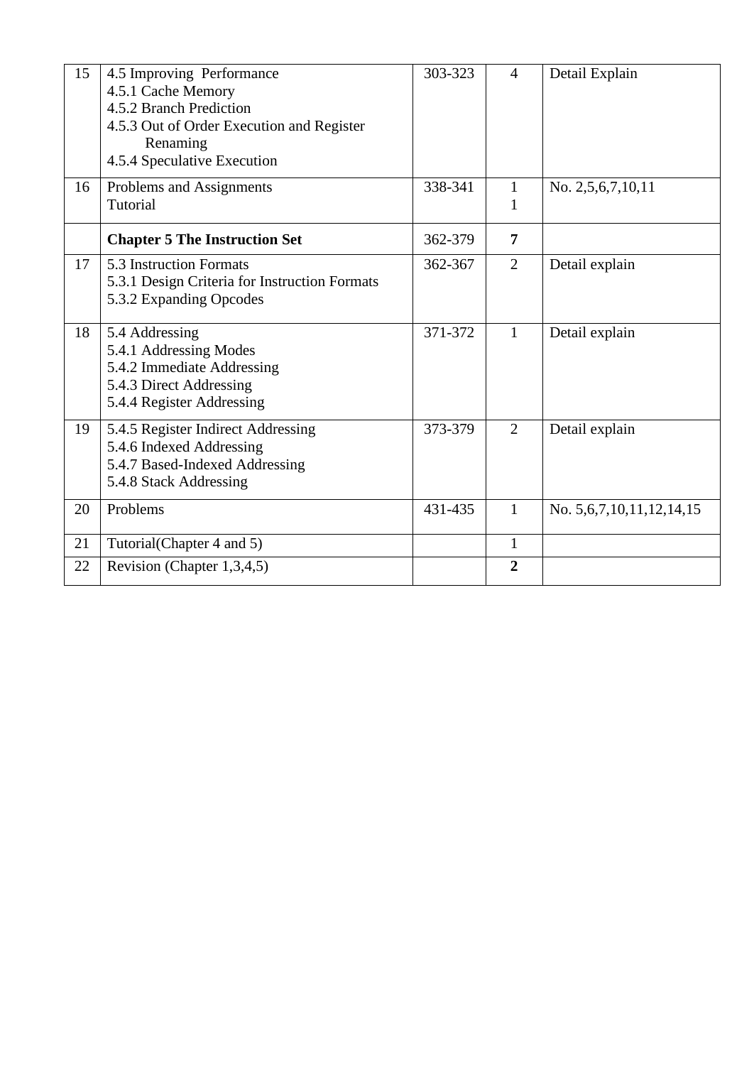| | | | | |
|---|---|---|---|---|
| 15 | 4.5 Improving Performance<br>4.5.1 Cache Memory<br>4.5.2 Branch Prediction<br>4.5.3 Out of Order Execution and Register Renaming<br>4.5.4 Speculative Execution | 303-323 | 4 | Detail Explain |
| 16 | Problems and Assignments<br>Tutorial | 338-341 | 1<br>1 | No. 2,5,6,7,10,11 |
| | **Chapter 5 The Instruction Set** | 362-379 | **7** | |
| 17 | 5.3 Instruction Formats<br>5.3.1 Design Criteria for Instruction Formats<br>5.3.2 Expanding Opcodes | 362-367 | 2 | Detail explain |
| 18 | 5.4 Addressing<br>5.4.1 Addressing Modes<br>5.4.2 Immediate Addressing<br>5.4.3 Direct Addressing<br>5.4.4 Register Addressing | 371-372 | 1 | Detail explain |
| 19 | 5.4.5 Register Indirect Addressing<br>5.4.6 Indexed Addressing<br>5.4.7 Based-Indexed Addressing<br>5.4.8 Stack Addressing | 373-379 | 2 | Detail explain |
| 20 | Problems | 431-435 | 1 | No. 5,6,7,10,11,12,14,15 |
| 21 | Tutorial(Chapter 4 and 5) | | 1 | |
| 22 | Revision (Chapter 1,3,4,5) | | **2** | |